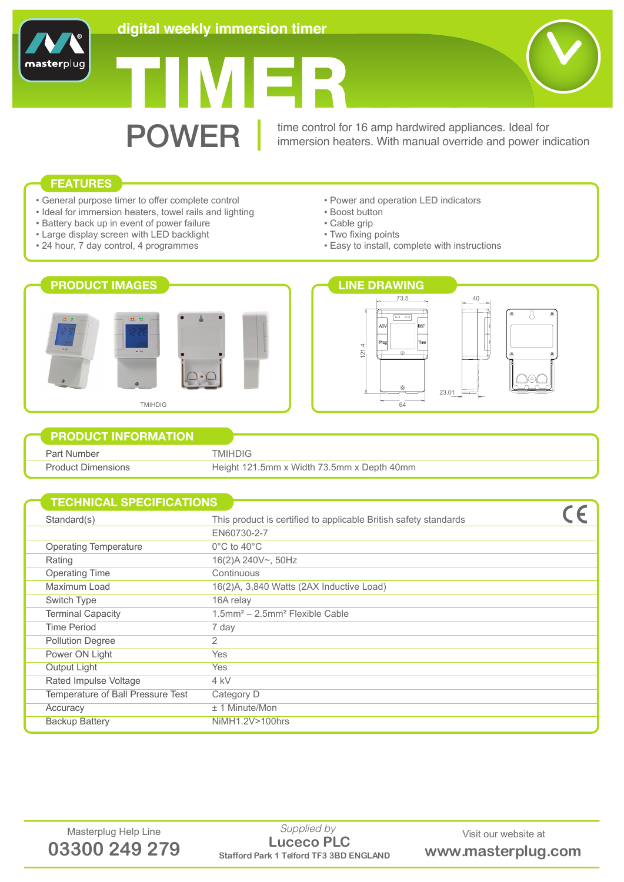masterplug

# digital weekly immersion timer

# TIMER

# POWER

time control for 16 amp hardwired appliances. Ideal for immersion heaters. With manual override and power indication

## FEATURES

- General purpose timer to offer complete control
- Ideal for immersion heaters, towel rails and lighting
- Battery back up in event of power failure
- Large display screen with LED backlight
- 24 hour, 7 day control, 4 programmes
- Power and operation LED indicators
- Boost button
- Cable grip
- Two fixing points
- Easy to install, complete with instructions

## PRODUCT IMAGES

TMIHDIG

## LINE DRAWING

73.5, 40, 121.4, 23.01, 64

## PRODUCT INFORMATION

| Part Number | TMIHDIG |
|---|---|
| Product Dimensions | Height 121.5mm x Width 73.5mm x Depth 40mm |

## TECHNICAL SPECIFICATIONS

| Standard(s) | This product is certified to applicable British safety standards |
|---|---|
| | EN60730-2-7 |
| Operating Temperature | 0°C to 40°C |
| Rating | 16(2)A 240V~, 50Hz |
| Operating Time | Continuous |
| Maximum Load | 16(2)A, 3,840 Watts (2AX Inductive Load) |
| Switch Type | 16A relay |
| Terminal Capacity | 1.5mm² – 2.5mm² Flexible Cable |
| Time Period | 7 day |
| Pollution Degree | 2 |
| Power ON Light | Yes |
| Output Light | Yes |
| Rated Impulse Voltage | 4 kV |
| Temperature of Ball Pressure Test | Category D |
| Accuracy | ± 1 Minute/Mon |
| Backup Battery | NiMH1.2V>100hrs |

CE

Masterplug Help Line
**03300 249 279**

*Supplied by*
**Luceco PLC**
Stafford Park 1 Telford TF3 3BD ENGLAND

Visit our website at
**www.masterplug.com**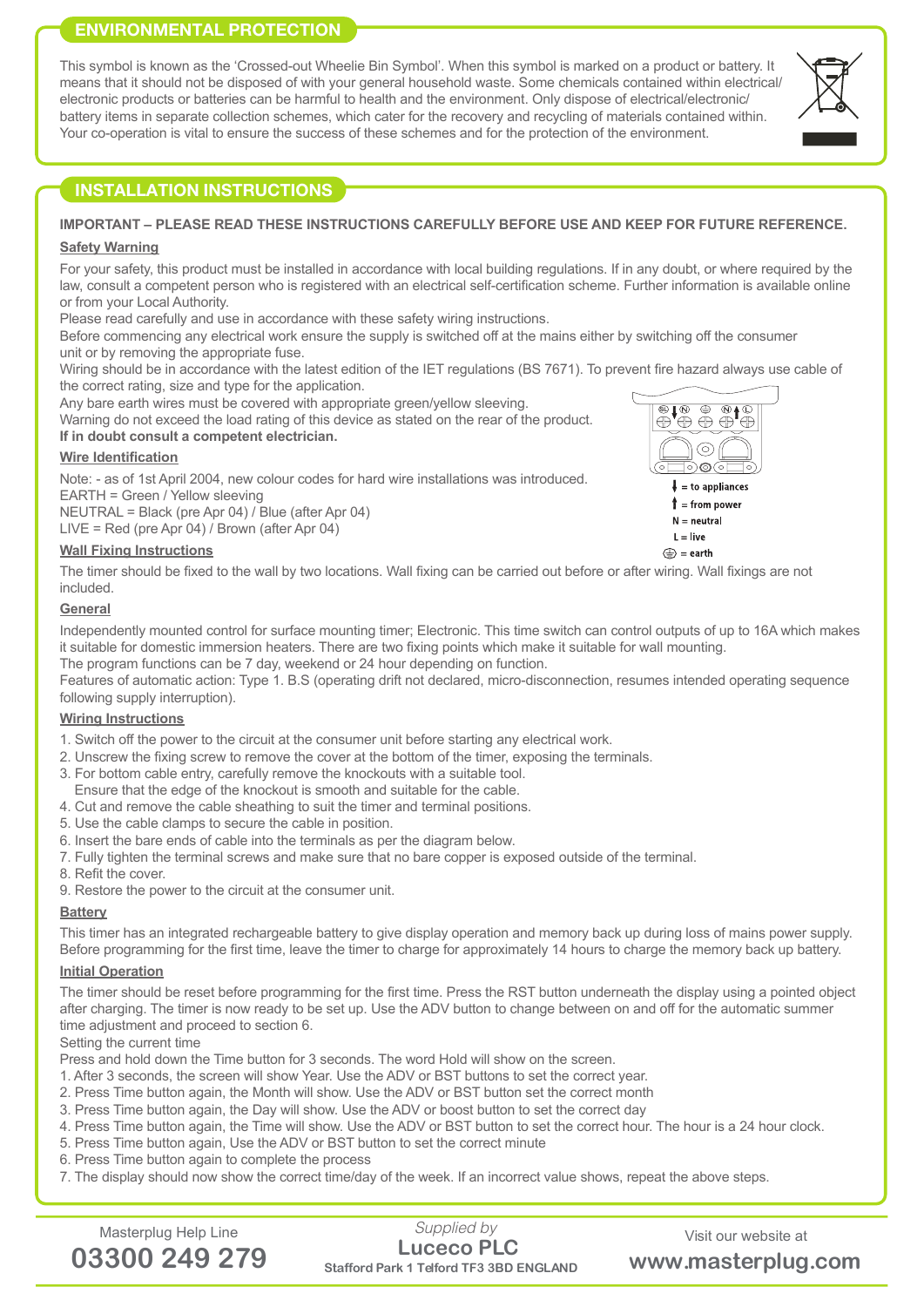## ENVIRONMENTAL PROTECTION

This symbol is known as the 'Crossed-out Wheelie Bin Symbol'. When this symbol is marked on a product or battery. It means that it should not be disposed of with your general household waste. Some chemicals contained within electrical/ electronic products or batteries can be harmful to health and the environment. Only dispose of electrical/electronic/ battery items in separate collection schemes, which cater for the recovery and recycling of materials contained within. Your co-operation is vital to ensure the success of these schemes and for the protection of the environment.

## INSTALLATION INSTRUCTIONS

**IMPORTANT – PLEASE READ THESE INSTRUCTIONS CAREFULLY BEFORE USE AND KEEP FOR FUTURE REFERENCE.**

### Safety Warning

For your safety, this product must be installed in accordance with local building regulations. If in any doubt, or where required by the law, consult a competent person who is registered with an electrical self-certification scheme. Further information is available online or from your Local Authority.

Please read carefully and use in accordance with these safety wiring instructions.

Before commencing any electrical work ensure the supply is switched off at the mains either by switching off the consumer unit or by removing the appropriate fuse.

Wiring should be in accordance with the latest edition of the IET regulations (BS 7671). To prevent fire hazard always use cable of the correct rating, size and type for the application.

Any bare earth wires must be covered with appropriate green/yellow sleeving.

Warning do not exceed the load rating of this device as stated on the rear of the product.

**If in doubt consult a competent electrician.**

### Wire Identification

Note: - as of 1st April 2004, new colour codes for hard wire installations was introduced.

EARTH = Green / Yellow sleeving

NEUTRAL = Black (pre Apr 04) / Blue (after Apr 04)

LIVE = Red (pre Apr 04) / Brown (after Apr 04)

↓ = to appliances

↑ = from power

N = neutral

L = live

⏚ = earth

### Wall Fixing Instructions

The timer should be fixed to the wall by two locations. Wall fixing can be carried out before or after wiring. Wall fixings are not included.

### General

Independently mounted control for surface mounting timer; Electronic. This time switch can control outputs of up to 16A which makes it suitable for domestic immersion heaters. There are two fixing points which make it suitable for wall mounting.

The program functions can be 7 day, weekend or 24 hour depending on function.

Features of automatic action: Type 1. B.S (operating drift not declared, micro-disconnection, resumes intended operating sequence following supply interruption).

### Wiring Instructions

1. Switch off the power to the circuit at the consumer unit before starting any electrical work.
2. Unscrew the fixing screw to remove the cover at the bottom of the timer, exposing the terminals.
3. For bottom cable entry, carefully remove the knockouts with a suitable tool.
   Ensure that the edge of the knockout is smooth and suitable for the cable.
4. Cut and remove the cable sheathing to suit the timer and terminal positions.
5. Use the cable clamps to secure the cable in position.
6. Insert the bare ends of cable into the terminals as per the diagram below.
7. Fully tighten the terminal screws and make sure that no bare copper is exposed outside of the terminal.
8. Refit the cover.
9. Restore the power to the circuit at the consumer unit.

### Battery

This timer has an integrated rechargeable battery to give display operation and memory back up during loss of mains power supply. Before programming for the first time, leave the timer to charge for approximately 14 hours to charge the memory back up battery.

### Initial Operation

The timer should be reset before programming for the first time. Press the RST button underneath the display using a pointed object after charging. The timer is now ready to be set up. Use the ADV button to change between on and off for the automatic summer time adjustment and proceed to section 6.

Setting the current time

Press and hold down the Time button for 3 seconds. The word Hold will show on the screen.

1. After 3 seconds, the screen will show Year. Use the ADV or BST buttons to set the correct year.
2. Press Time button again, the Month will show. Use the ADV or BST button set the correct month
3. Press Time button again, the Day will show. Use the ADV or boost button to set the correct day
4. Press Time button again, the Time will show. Use the ADV or BST button to set the correct hour. The hour is a 24 hour clock.
5. Press Time button again, Use the ADV or BST button to set the correct minute
6. Press Time button again to complete the process
7. The display should now show the correct time/day of the week. If an incorrect value shows, repeat the above steps.

Masterplug Help Line
**03300 249 279**

*Supplied by*
**Luceco PLC**
**Stafford Park 1 Telford TF3 3BD ENGLAND**

Visit our website at
**www.masterplug.com**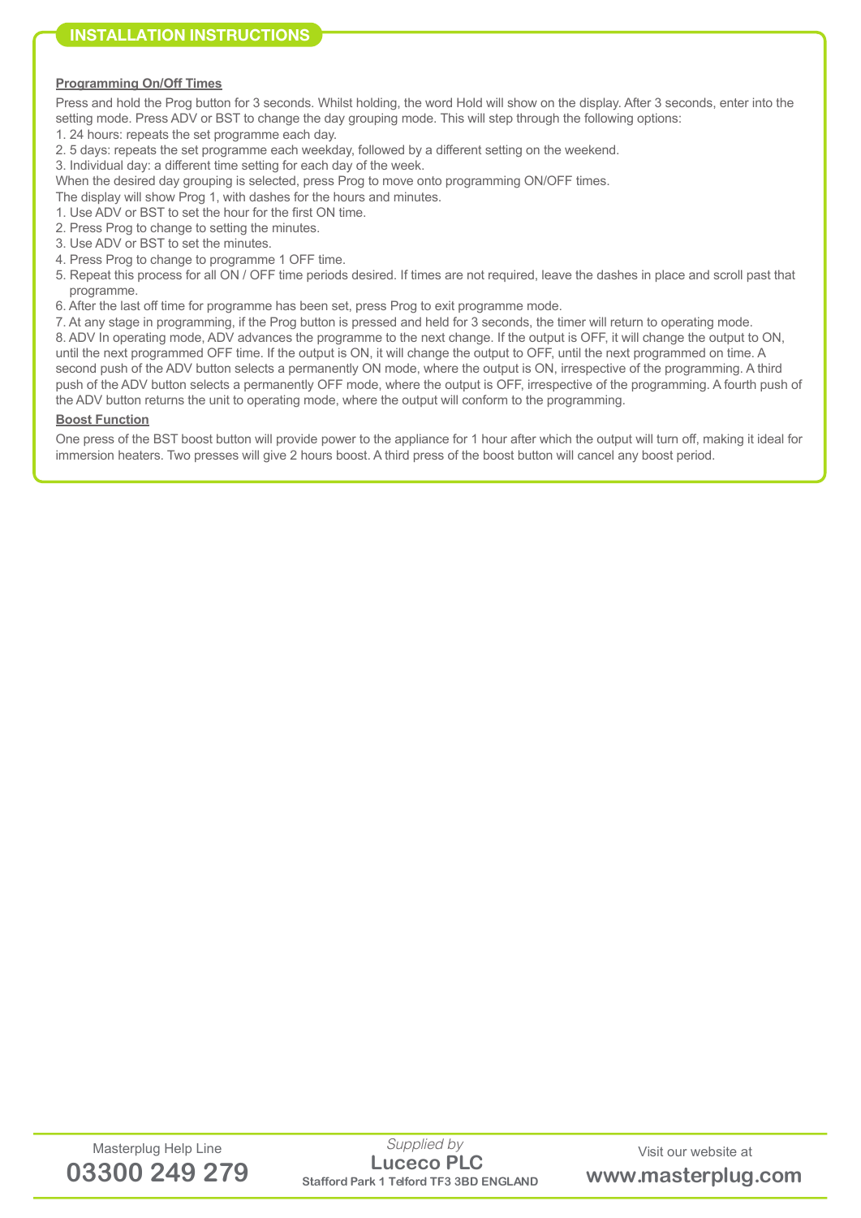## INSTALLATION INSTRUCTIONS

**Programming On/Off Times**

Press and hold the Prog button for 3 seconds. Whilst holding, the word Hold will show on the display. After 3 seconds, enter into the setting mode. Press ADV or BST to change the day grouping mode. This will step through the following options:

1. 24 hours: repeats the set programme each day.
2. 5 days: repeats the set programme each weekday, followed by a different setting on the weekend.
3. Individual day: a different time setting for each day of the week.

When the desired day grouping is selected, press Prog to move onto programming ON/OFF times.

The display will show Prog 1, with dashes for the hours and minutes.

1. Use ADV or BST to set the hour for the first ON time.
2. Press Prog to change to setting the minutes.
3. Use ADV or BST to set the minutes.
4. Press Prog to change to programme 1 OFF time.
5. Repeat this process for all ON / OFF time periods desired. If times are not required, leave the dashes in place and scroll past that programme.
6. After the last off time for programme has been set, press Prog to exit programme mode.
7. At any stage in programming, if the Prog button is pressed and held for 3 seconds, the timer will return to operating mode.
8. ADV In operating mode, ADV advances the programme to the next change. If the output is OFF, it will change the output to ON, until the next programmed OFF time. If the output is ON, it will change the output to OFF, until the next programmed on time. A second push of the ADV button selects a permanently ON mode, where the output is ON, irrespective of the programming. A third push of the ADV button selects a permanently OFF mode, where the output is OFF, irrespective of the programming. A fourth push of the ADV button returns the unit to operating mode, where the output will conform to the programming.

**Boost Function**

One press of the BST boost button will provide power to the appliance for 1 hour after which the output will turn off, making it ideal for immersion heaters. Two presses will give 2 hours boost. A third press of the boost button will cancel any boost period.

Masterplug Help Line
**03300 249 279**

*Supplied by*
**Luceco PLC**
**Stafford Park 1 Telford TF3 3BD ENGLAND**

Visit our website at
**www.masterplug.com**